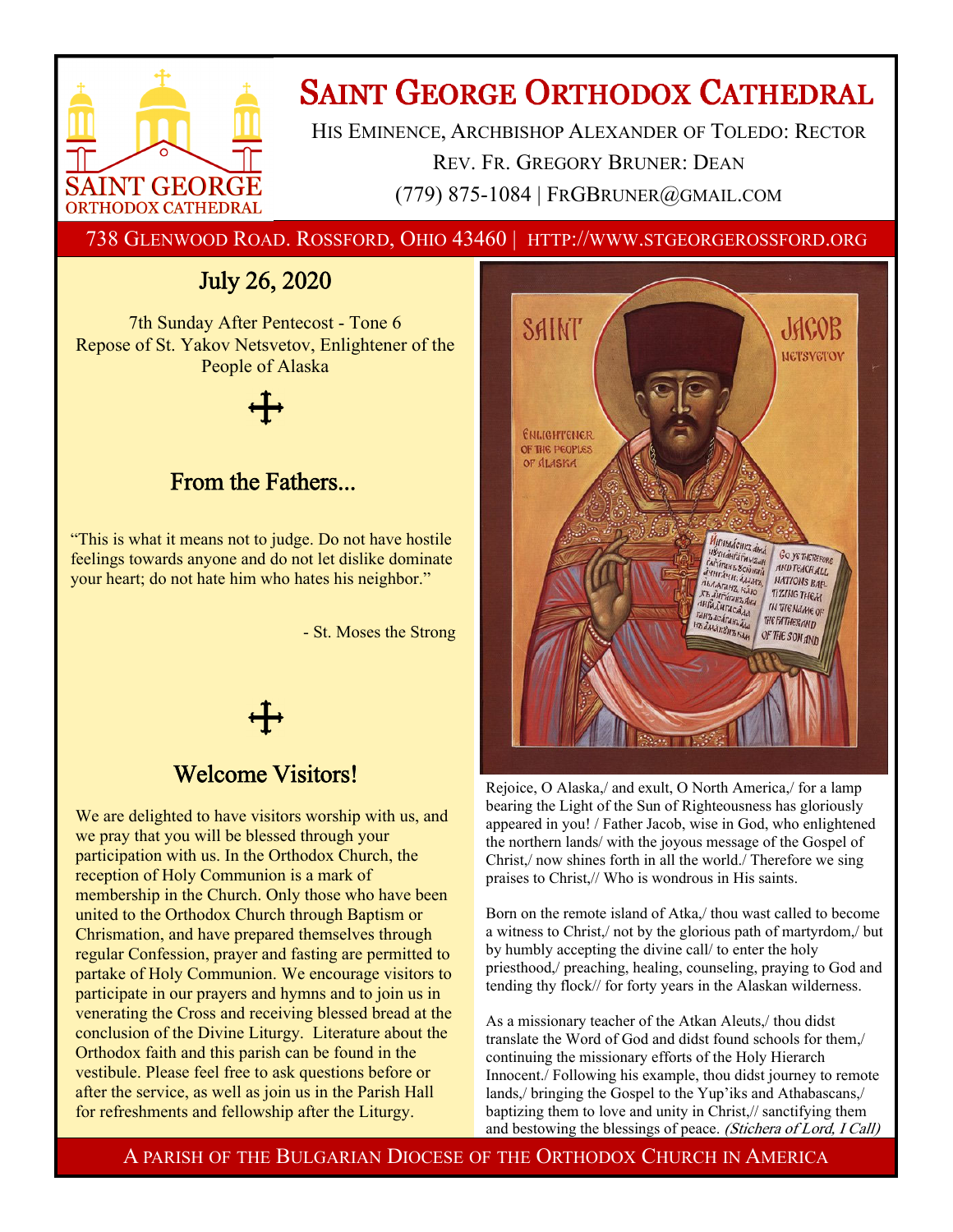# Saint George Orthodox Cathedral

His Eminence, Archbishop Alexander of Toledo: Rector

Rev. Fr. Gregory Bruner: Dean

(779) 875-1084 | FrGBruner@gmail.com

738 Glenwood Road. Rossford, Ohio 43460 | http://www.stgeorgerossford.org

## July 26, 2020

7th Sunday After Pentecost - Tone 6
Repose of St. Yakov Netsvetov, Enlightener of the People of Alaska

## From the Fathers...

"This is what it means not to judge. Do not have hostile feelings towards anyone and do not let dislike dominate your heart; do not hate him who hates his neighbor."

- St. Moses the Strong

## Welcome Visitors!

We are delighted to have visitors worship with us, and we pray that you will be blessed through your participation with us. In the Orthodox Church, the reception of Holy Communion is a mark of membership in the Church. Only those who have been united to the Orthodox Church through Baptism or Chrismation, and have prepared themselves through regular Confession, prayer and fasting are permitted to partake of Holy Communion. We encourage visitors to participate in our prayers and hymns and to join us in venerating the Cross and receiving blessed bread at the conclusion of the Divine Liturgy. Literature about the Orthodox faith and this parish can be found in the vestibule. Please feel free to ask questions before or after the service, as well as join us in the Parish Hall for refreshments and fellowship after the Liturgy.

Rejoice, O Alaska,/ and exult, O North America,/ for a lamp bearing the Light of the Sun of Righteousness has gloriously appeared in you! / Father Jacob, wise in God, who enlightened the northern lands/ with the joyous message of the Gospel of Christ,/ now shines forth in all the world./ Therefore we sing praises to Christ,// Who is wondrous in His saints.

Born on the remote island of Atka,/ thou wast called to become a witness to Christ,/ not by the glorious path of martyrdom,/ but by humbly accepting the divine call/ to enter the holy priesthood,/ preaching, healing, counseling, praying to God and tending thy flock// for forty years in the Alaskan wilderness.

As a missionary teacher of the Atkan Aleuts,/ thou didst translate the Word of God and didst found schools for them,/ continuing the missionary efforts of the Holy Hierarch Innocent./ Following his example, thou didst journey to remote lands,/ bringing the Gospel to the Yup'iks and Athabascans,/ baptizing them to love and unity in Christ,// sanctifying them and bestowing the blessings of peace. *(Stichera of Lord, I Call)*

A parish of the Bulgarian Diocese of the Orthodox Church in America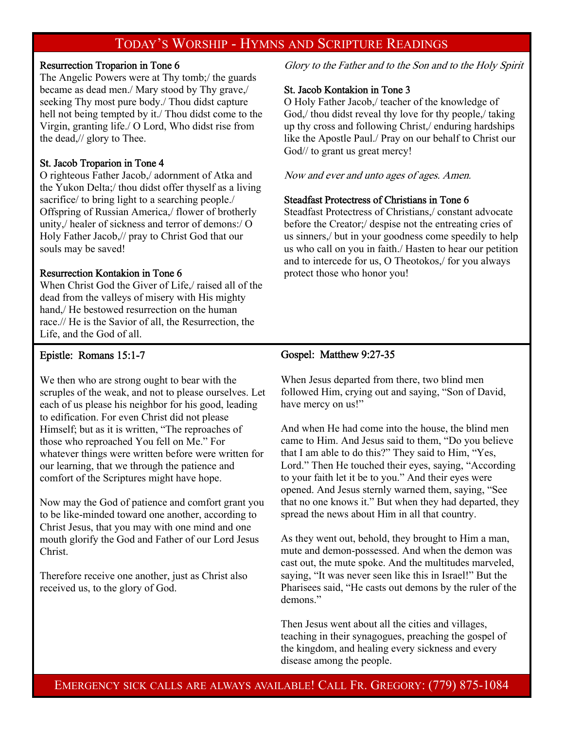# Today's Worship - Hymns and Scripture Readings

**Resurrection Troparion in Tone 6**

The Angelic Powers were at Thy tomb;/ the guards became as dead men./ Mary stood by Thy grave,/ seeking Thy most pure body./ Thou didst capture hell not being tempted by it./ Thou didst come to the Virgin, granting life./ O Lord, Who didst rise from the dead,// glory to Thee.

**St. Jacob Troparion in Tone 4**

O righteous Father Jacob,/ adornment of Atka and the Yukon Delta;/ thou didst offer thyself as a living sacrifice/ to bring light to a searching people./ Offspring of Russian America,/ flower of brotherly unity,/ healer of sickness and terror of demons:/ O Holy Father Jacob,// pray to Christ God that our souls may be saved!

**Resurrection Kontakion in Tone 6**

When Christ God the Giver of Life,/ raised all of the dead from the valleys of misery with His mighty hand,/ He bestowed resurrection on the human race.// He is the Savior of all, the Resurrection, the Life, and the God of all.

*Glory to the Father and to the Son and to the Holy Spirit*

**St. Jacob Kontakion in Tone 3**

O Holy Father Jacob,/ teacher of the knowledge of God,/ thou didst reveal thy love for thy people,/ taking up thy cross and following Christ,/ enduring hardships like the Apostle Paul./ Pray on our behalf to Christ our God// to grant us great mercy!

*Now and ever and unto ages of ages. Amen.*

**Steadfast Protectress of Christians in Tone 6**

Steadfast Protectress of Christians,/ constant advocate before the Creator;/ despise not the entreating cries of us sinners,/ but in your goodness come speedily to help us who call on you in faith./ Hasten to hear our petition and to intercede for us, O Theotokos,/ for you always protect those who honor you!

**Epistle: Romans 15:1-7**

We then who are strong ought to bear with the scruples of the weak, and not to please ourselves. Let each of us please his neighbor for his good, leading to edification. For even Christ did not please Himself; but as it is written, "The reproaches of those who reproached You fell on Me." For whatever things were written before were written for our learning, that we through the patience and comfort of the Scriptures might have hope.

Now may the God of patience and comfort grant you to be like-minded toward one another, according to Christ Jesus, that you may with one mind and one mouth glorify the God and Father of our Lord Jesus Christ.

Therefore receive one another, just as Christ also received us, to the glory of God.

**Gospel: Matthew 9:27-35**

When Jesus departed from there, two blind men followed Him, crying out and saying, "Son of David, have mercy on us!"

And when He had come into the house, the blind men came to Him. And Jesus said to them, "Do you believe that I am able to do this?" They said to Him, "Yes, Lord." Then He touched their eyes, saying, "According to your faith let it be to you." And their eyes were opened. And Jesus sternly warned them, saying, "See that no one knows it." But when they had departed, they spread the news about Him in all that country.

As they went out, behold, they brought to Him a man, mute and demon-possessed. And when the demon was cast out, the mute spoke. And the multitudes marveled, saying, "It was never seen like this in Israel!" But the Pharisees said, "He casts out demons by the ruler of the demons."

Then Jesus went about all the cities and villages, teaching in their synagogues, preaching the gospel of the kingdom, and healing every sickness and every disease among the people.

Emergency sick calls are always available! Call Fr. Gregory: (779) 875-1084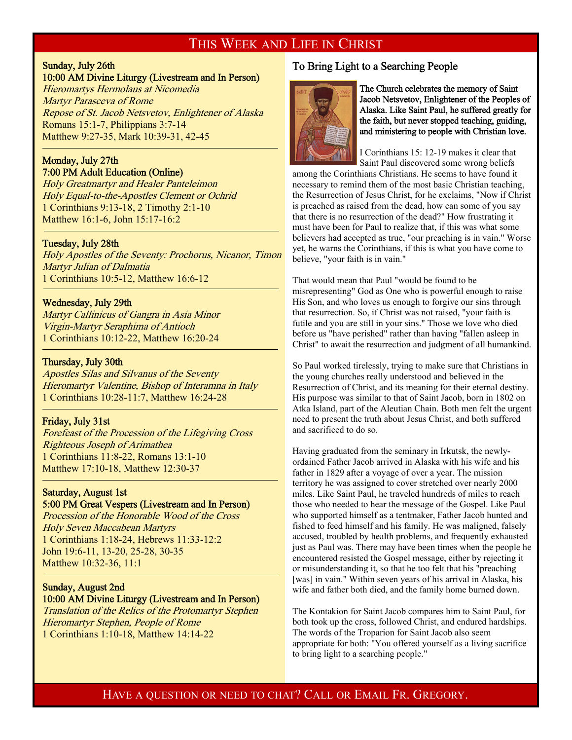# This Week and Life in Christ

**Sunday, July 26th**
**10:00 AM Divine Liturgy (Livestream and In Person)**
*Hieromartys Hermolaus at Nicomedia*
*Martyr Parasceva of Rome*
*Repose of St. Jacob Netsvetov, Enlightener of Alaska*
Romans 15:1-7, Philippians 3:7-14
Matthew 9:27-35, Mark 10:39-31, 42-45

---

**Monday, July 27th**
**7:00 PM Adult Education (Online)**
*Holy Greatmartyr and Healer Panteleimon*
*Holy Equal-to-the-Apostles Clement or Ochrid*
1 Corinthians 9:13-18, 2 Timothy 2:1-10
Matthew 16:1-6, John 15:17-16:2

---

**Tuesday, July 28th**
*Holy Apostles of the Seventy: Prochorus, Nicanor, Timon*
*Martyr Julian of Dalmatia*
1 Corinthians 10:5-12, Matthew 16:6-12

---

**Wednesday, July 29th**
*Martyr Callinicus of Gangra in Asia Minor*
*Virgin-Martyr Seraphima of Antioch*
1 Corinthians 10:12-22, Matthew 16:20-24

---

**Thursday, July 30th**
*Apostles Silas and Silvanus of the Seventy*
*Hieromartyr Valentine, Bishop of Interamna in Italy*
1 Corinthians 10:28-11:7, Matthew 16:24-28

---

**Friday, July 31st**
*Forefeast of the Procession of the Lifegiving Cross*
*Righteous Joseph of Arimathea*
1 Corinthians 11:8-22, Romans 13:1-10
Matthew 17:10-18, Matthew 12:30-37

---

**Saturday, August 1st**
**5:00 PM Great Vespers (Livestream and In Person)**
*Procession of the Honorable Wood of the Cross*
*Holy Seven Maccabean Martyrs*
1 Corinthians 1:18-24, Hebrews 11:33-12:2
John 19:6-11, 13-20, 25-28, 30-35
Matthew 10:32-36, 11:1

---

**Sunday, August 2nd**
**10:00 AM Divine Liturgy (Livestream and In Person)**
*Translation of the Relics of the Protomartyr Stephen*
*Hieromartyr Stephen, People of Rome*
1 Corinthians 1:10-18, Matthew 14:14-22

## To Bring Light to a Searching People

**The Church celebrates the memory of Saint Jacob Netsvetov, Enlightener of the Peoples of Alaska. Like Saint Paul, he suffered greatly for the faith, but never stopped teaching, guiding, and ministering to people with Christian love.**

I Corinthians 15: 12-19 makes it clear that Saint Paul discovered some wrong beliefs among the Corinthians Christians. He seems to have found it necessary to remind them of the most basic Christian teaching, the Resurrection of Jesus Christ, for he exclaims, "Now if Christ is preached as raised from the dead, how can some of you say that there is no resurrection of the dead?" How frustrating it must have been for Paul to realize that, if this was what some believers had accepted as true, "our preaching is in vain." Worse yet, he warns the Corinthians, if this is what you have come to believe, "your faith is in vain."

That would mean that Paul "would be found to be misrepresenting" God as One who is powerful enough to raise His Son, and who loves us enough to forgive our sins through that resurrection. So, if Christ was not raised, "your faith is futile and you are still in your sins." Those we love who died before us "have perished" rather than having "fallen asleep in Christ" to await the resurrection and judgment of all humankind.

So Paul worked tirelessly, trying to make sure that Christians in the young churches really understood and believed in the Resurrection of Christ, and its meaning for their eternal destiny. His purpose was similar to that of Saint Jacob, born in 1802 on Atka Island, part of the Aleutian Chain. Both men felt the urgent need to present the truth about Jesus Christ, and both suffered and sacrificed to do so.

Having graduated from the seminary in Irkutsk, the newly-ordained Father Jacob arrived in Alaska with his wife and his father in 1829 after a voyage of over a year. The mission territory he was assigned to cover stretched over nearly 2000 miles. Like Saint Paul, he traveled hundreds of miles to reach those who needed to hear the message of the Gospel. Like Paul who supported himself as a tentmaker, Father Jacob hunted and fished to feed himself and his family. He was maligned, falsely accused, troubled by health problems, and frequently exhausted just as Paul was. There may have been times when the people he encountered resisted the Gospel message, either by rejecting it or misunderstanding it, so that he too felt that his "preaching [was] in vain." Within seven years of his arrival in Alaska, his wife and father both died, and the family home burned down.

The Kontakion for Saint Jacob compares him to Saint Paul, for both took up the cross, followed Christ, and endured hardships. The words of the Troparion for Saint Jacob also seem appropriate for both: "You offered yourself as a living sacrifice to bring light to a searching people."

Have a question or need to chat? Call or Email Fr. Gregory.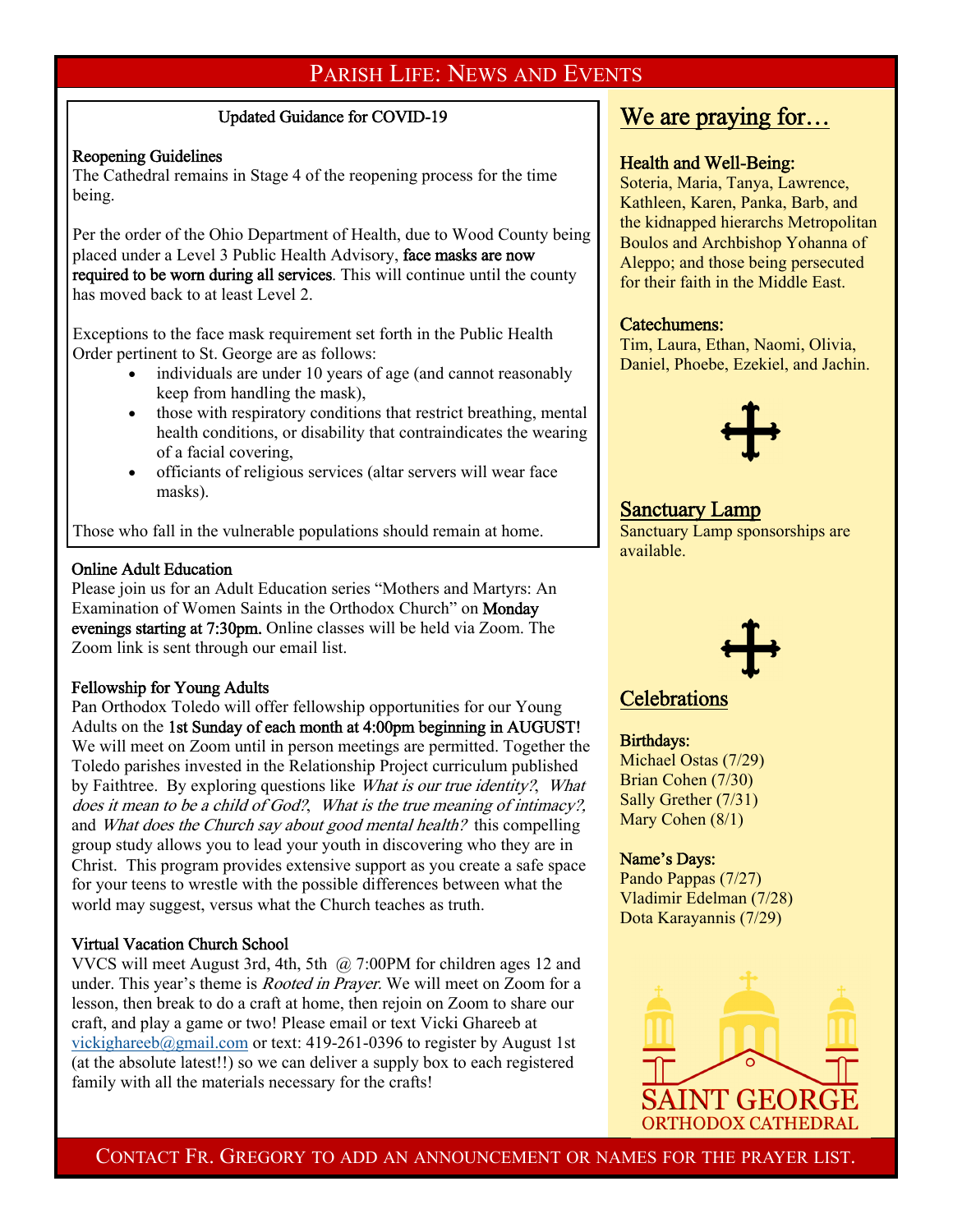# Parish Life: News and Events

## Updated Guidance for COVID-19

**Reopening Guidelines**
The Cathedral remains in Stage 4 of the reopening process for the time being.

Per the order of the Ohio Department of Health, due to Wood County being placed under a Level 3 Public Health Advisory, **face masks are now required to be worn during all services**. This will continue until the county has moved back to at least Level 2.

Exceptions to the face mask requirement set forth in the Public Health Order pertinent to St. George are as follows:

- individuals are under 10 years of age (and cannot reasonably keep from handling the mask),
- those with respiratory conditions that restrict breathing, mental health conditions, or disability that contraindicates the wearing of a facial covering,
- officiants of religious services (altar servers will wear face masks).

Those who fall in the vulnerable populations should remain at home.

**Online Adult Education**
Please join us for an Adult Education series "Mothers and Martyrs: An Examination of Women Saints in the Orthodox Church" on **Monday evenings starting at 7:30pm.** Online classes will be held via Zoom. The Zoom link is sent through our email list.

**Fellowship for Young Adults**
Pan Orthodox Toledo will offer fellowship opportunities for our Young Adults on the **1st Sunday of each month at 4:00pm beginning in AUGUST!** We will meet on Zoom until in person meetings are permitted. Together the Toledo parishes invested in the Relationship Project curriculum published by Faithtree. By exploring questions like *What is our true identity?*, *What does it mean to be a child of God?*, *What is the true meaning of intimacy?*, and *What does the Church say about good mental health?* this compelling group study allows you to lead your youth in discovering who they are in Christ. This program provides extensive support as you create a safe space for your teens to wrestle with the possible differences between what the world may suggest, versus what the Church teaches as truth.

**Virtual Vacation Church School**
VVCS will meet August 3rd, 4th, 5th @ 7:00PM for children ages 12 and under. This year's theme is *Rooted in Prayer.* We will meet on Zoom for a lesson, then break to do a craft at home, then rejoin on Zoom to share our craft, and play a game or two! Please email or text Vicki Ghareeb at vickighareeb@gmail.com or text: 419-261-0396 to register by August 1st (at the absolute latest!!) so we can deliver a supply box to each registered family with all the materials necessary for the crafts!

## We are praying for…

**Health and Well-Being:**
Soteria, Maria, Tanya, Lawrence, Kathleen, Karen, Panka, Barb, and the kidnapped hierarchs Metropolitan Boulos and Archbishop Yohanna of Aleppo; and those being persecuted for their faith in the Middle East.

**Catechumens:**
Tim, Laura, Ethan, Naomi, Olivia, Daniel, Phoebe, Ezekiel, and Jachin.

## Sanctuary Lamp

Sanctuary Lamp sponsorships are available.

## Celebrations

**Birthdays:**
Michael Ostas (7/29)
Brian Cohen (7/30)
Sally Grether (7/31)
Mary Cohen (8/1)

**Name's Days:**
Pando Pappas (7/27)
Vladimir Edelman (7/28)
Dota Karayannis (7/29)

SAINT GEORGE
ORTHODOX CATHEDRAL

Contact Fr. Gregory to add an announcement or names for the prayer list.